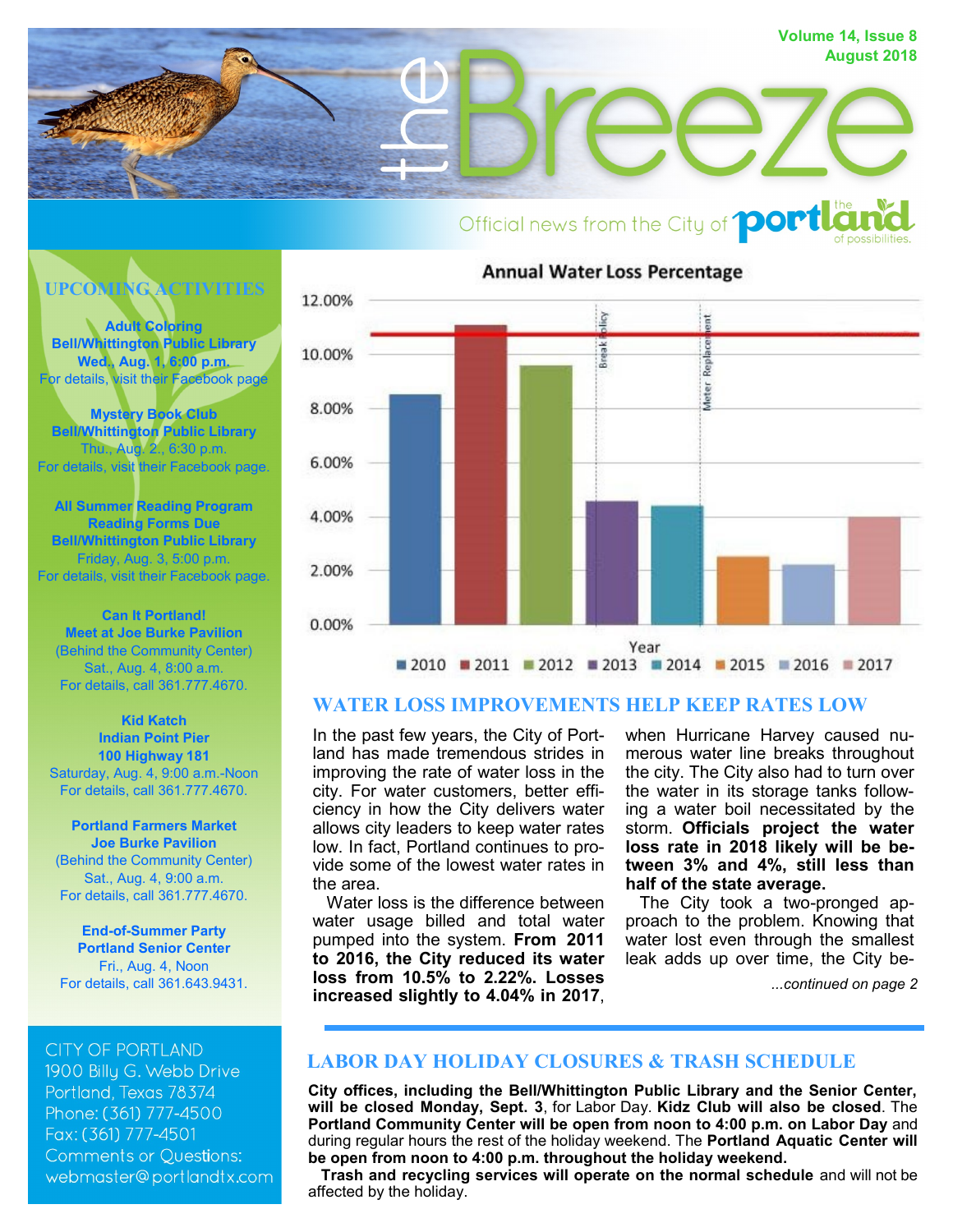# the Breeze

Volume 14, Issue 8
August 2018

Official news from the City of portland — the land of possibilities.

## UPCOMING ACTIVITIES

**Adult Coloring**
**Bell/Whittington Public Library**
**Wed., Aug. 1, 6:00 p.m.**
For details, visit their Facebook page

**Mystery Book Club**
**Bell/Whittington Public Library**
Thu., Aug. 2., 6:30 p.m.
For details, visit their Facebook page.

**All Summer Reading Program Reading Forms Due**
**Bell/Whittington Public Library**
Friday, Aug. 3, 5:00 p.m.
For details, visit their Facebook page.

**Can It Portland!**
**Meet at Joe Burke Pavilion**
(Behind the Community Center)
Sat., Aug. 4, 8:00 a.m.
For details, call 361.777.4670.

**Kid Katch**
**Indian Point Pier**
**100 Highway 181**
Saturday, Aug. 4, 9:00 a.m.-Noon
For details, call 361.777.4670.

**Portland Farmers Market**
**Joe Burke Pavilion**
(Behind the Community Center)
Sat., Aug. 4, 9:00 a.m.
For details, call 361.777.4670.

**End-of-Summer Party**
**Portland Senior Center**
Fri., Aug. 4, Noon
For details, call 361.643.9431.

CITY OF PORTLAND
1900 Billy G. Webb Drive
Portland, Texas 78374
Phone: (361) 777-4500
Fax: (361) 777-4501
Comments or Questions:
webmaster@portlandtx.com

**Annual Water Loss Percentage**

| Year | Water Loss |
|---|---|
| 2010 | ~8.5% |
| 2011 | ~11.1% |
| 2012 | ~9.6% |
| 2013 | ~4.6% |
| 2014 | ~4.4% |
| 2015 | ~2.5% |
| 2016 | ~2.2% |
| 2017 | ~4.0% |

Chart annotations: Break Policy (between 2012 and 2013); Meter Replacement (between 2014 and 2015); reference line at approximately 10.8%.

## WATER LOSS IMPROVEMENTS HELP KEEP RATES LOW

In the past few years, the City of Portland has made tremendous strides in improving the rate of water loss in the city. For water customers, better efficiency in how the City delivers water allows city leaders to keep water rates low. In fact, Portland continues to provide some of the lowest water rates in the area.

Water loss is the difference between water usage billed and total water pumped into the system. **From 2011 to 2016, the City reduced its water loss from 10.5% to 2.22%. Losses increased slightly to 4.04% in 2017**, when Hurricane Harvey caused numerous water line breaks throughout the city. The City also had to turn over the water in its storage tanks following a water boil necessitated by the storm. **Officials project the water loss rate in 2018 likely will be between 3% and 4%, still less than half of the state average.**

The City took a two-pronged approach to the problem. Knowing that water lost even through the smallest leak adds up over time, the City be-

*...continued on page 2*

## LABOR DAY HOLIDAY CLOSURES & TRASH SCHEDULE

**City offices, including the Bell/Whittington Public Library and the Senior Center, will be closed Monday, Sept. 3**, for Labor Day. **Kidz Club will also be closed**. The **Portland Community Center will be open from noon to 4:00 p.m. on Labor Day** and during regular hours the rest of the holiday weekend. The **Portland Aquatic Center will be open from noon to 4:00 p.m. throughout the holiday weekend.**

**Trash and recycling services will operate on the normal schedule** and will not be affected by the holiday.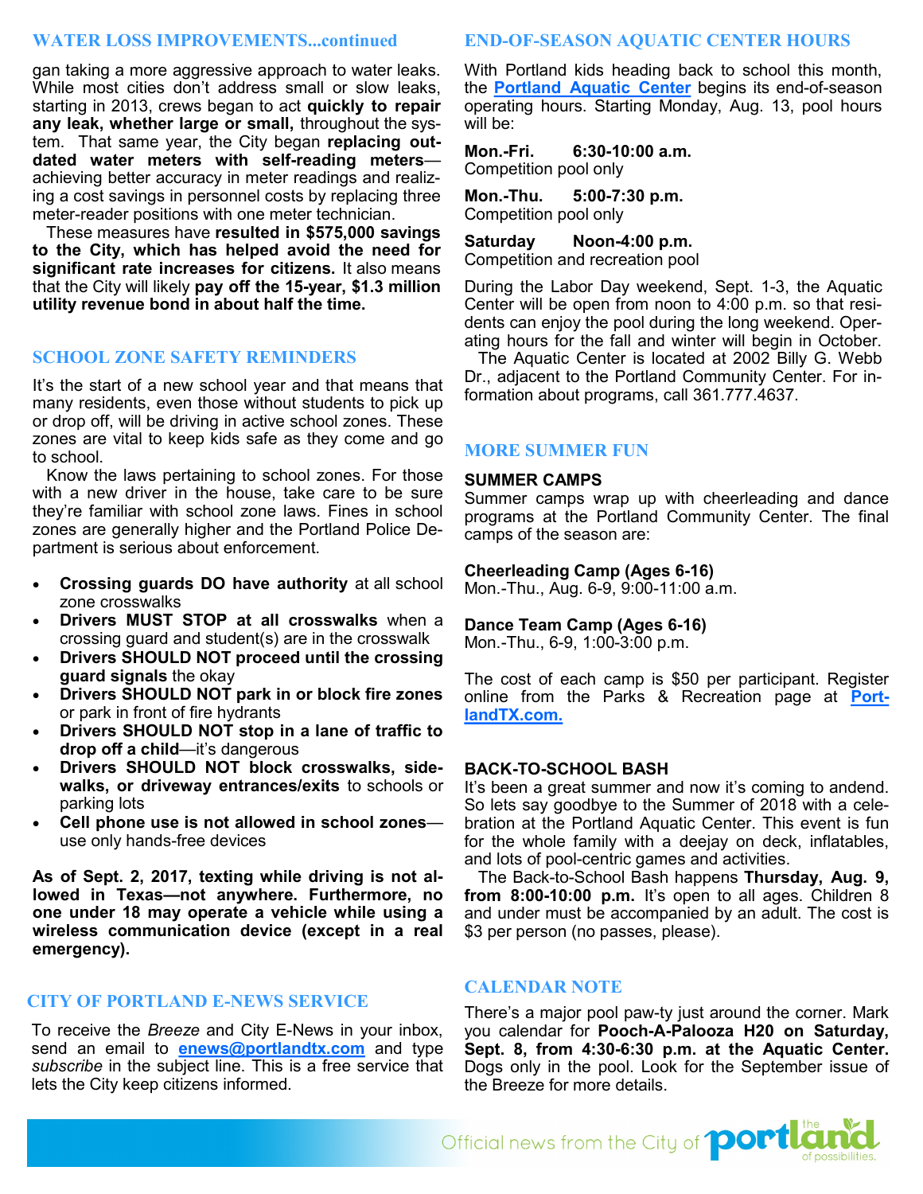## WATER LOSS IMPROVEMENTS...continued

gan taking a more aggressive approach to water leaks. While most cities don't address small or slow leaks, starting in 2013, crews began to act **quickly to repair any leak, whether large or small,** throughout the system. That same year, the City began **replacing outdated water meters with self-reading meters**—achieving better accuracy in meter readings and realizing a cost savings in personnel costs by replacing three meter-reader positions with one meter technician.

These measures have **resulted in $575,000 savings to the City, which has helped avoid the need for significant rate increases for citizens.** It also means that the City will likely **pay off the 15-year, $1.3 million utility revenue bond in about half the time.**

## SCHOOL ZONE SAFETY REMINDERS

It's the start of a new school year and that means that many residents, even those without students to pick up or drop off, will be driving in active school zones. These zones are vital to keep kids safe as they come and go to school.

Know the laws pertaining to school zones. For those with a new driver in the house, take care to be sure they're familiar with school zone laws. Fines in school zones are generally higher and the Portland Police Department is serious about enforcement.

- **Crossing guards DO have authority** at all school zone crosswalks
- **Drivers MUST STOP at all crosswalks** when a crossing guard and student(s) are in the crosswalk
- **Drivers SHOULD NOT proceed until the crossing guard signals** the okay
- **Drivers SHOULD NOT park in or block fire zones** or park in front of fire hydrants
- **Drivers SHOULD NOT stop in a lane of traffic to drop off a child**—it's dangerous
- **Drivers SHOULD NOT block crosswalks, sidewalks, or driveway entrances/exits** to schools or parking lots
- **Cell phone use is not allowed in school zones**—use only hands-free devices

**As of Sept. 2, 2017, texting while driving is not allowed in Texas—not anywhere. Furthermore, no one under 18 may operate a vehicle while using a wireless communication device (except in a real emergency).**

## CITY OF PORTLAND E-NEWS SERVICE

To receive the *Breeze* and City E-News in your inbox, send an email to **enews@portlandtx.com** and type *subscribe* in the subject line. This is a free service that lets the City keep citizens informed.

## END-OF-SEASON AQUATIC CENTER HOURS

With Portland kids heading back to school this month, the **Portland Aquatic Center** begins its end-of-season operating hours. Starting Monday, Aug. 13, pool hours will be:

**Mon.-Fri. 6:30-10:00 a.m.**
Competition pool only

**Mon.-Thu. 5:00-7:30 p.m.**
Competition pool only

**Saturday Noon-4:00 p.m.**
Competition and recreation pool

During the Labor Day weekend, Sept. 1-3, the Aquatic Center will be open from noon to 4:00 p.m. so that residents can enjoy the pool during the long weekend. Operating hours for the fall and winter will begin in October.

The Aquatic Center is located at 2002 Billy G. Webb Dr., adjacent to the Portland Community Center. For information about programs, call 361.777.4637.

## MORE SUMMER FUN

### SUMMER CAMPS

Summer camps wrap up with cheerleading and dance programs at the Portland Community Center. The final camps of the season are:

**Cheerleading Camp (Ages 6-16)**
Mon.-Thu., Aug. 6-9, 9:00-11:00 a.m.

**Dance Team Camp (Ages 6-16)**
Mon.-Thu., 6-9, 1:00-3:00 p.m.

The cost of each camp is $50 per participant. Register online from the Parks & Recreation page at **PortlandTX.com.**

### BACK-TO-SCHOOL BASH

It's been a great summer and now it's coming to andend. So lets say goodbye to the Summer of 2018 with a celebration at the Portland Aquatic Center. This event is fun for the whole family with a deejay on deck, inflatables, and lots of pool-centric games and activities.

The Back-to-School Bash happens **Thursday, Aug. 9, from 8:00-10:00 p.m.** It's open to all ages. Children 8 and under must be accompanied by an adult. The cost is $3 per person (no passes, please).

## CALENDAR NOTE

There's a major pool paw-ty just around the corner. Mark you calendar for **Pooch-A-Palooza H20 on Saturday, Sept. 8, from 4:30-6:30 p.m. at the Aquatic Center.** Dogs only in the pool. Look for the September issue of the Breeze for more details.